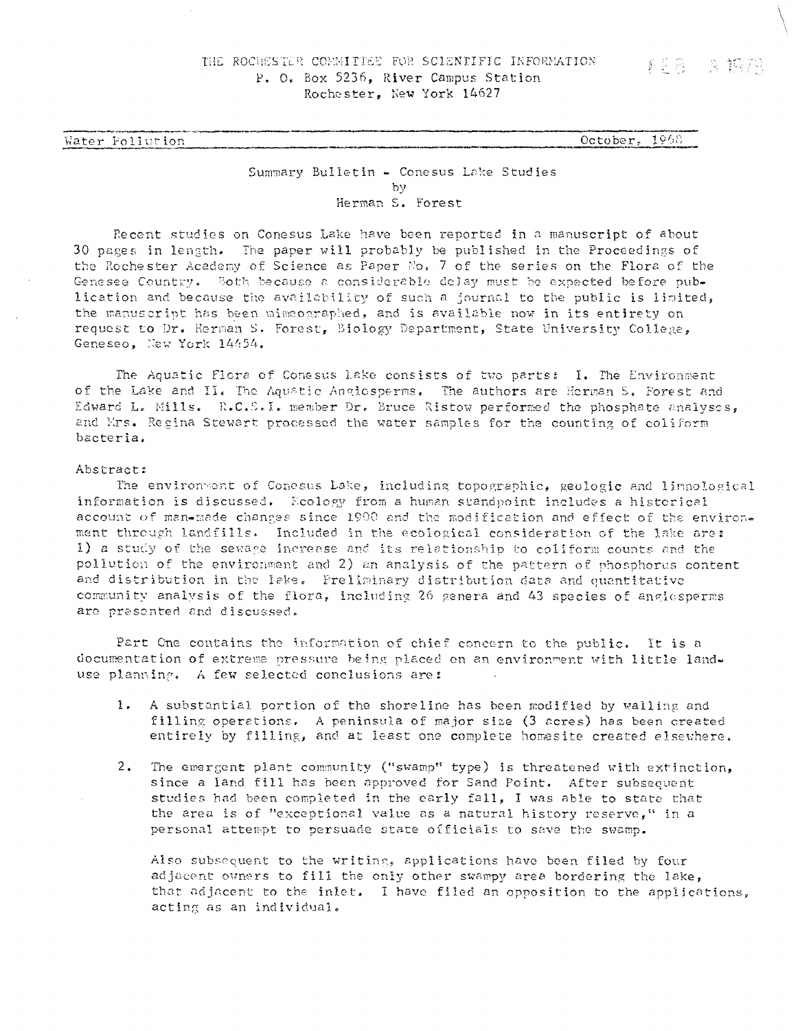THE ROCHESTER COMMITTEE FOR SCIENTIFIC INFORMATION
P. O. Box 5236, River Campus Station
Rochester, New York 14627

FEB 3 1970

Water Pollution — October, 1969

## Summary Bulletin - Conesus Lake Studies
by
Herman S. Forest

Recent studies on Conesus Lake have been reported in a manuscript of about 30 pages in length. The paper will probably be published in the Proceedings of the Rochester Academy of Science as Paper No. 7 of the series on the Flora of the Genesee Country. Both because a considerable delay must be expected before publication and because the availability of such a journal to the public is limited, the manuscript has been mimeographed, and is available now in its entirety on request to Dr. Herman S. Forest, Biology Department, State University College, Geneseo, New York 14454.

The Aquatic Flora of Conesus Lake consists of two parts: I. The Environment of the Lake and II. The Aquatic Angiosperms. The authors are Herman S. Forest and Edward L. Mills. R.C.S.I. member Dr. Bruce Ristow performed the phosphate analyses, and Mrs. Regina Stewart processed the water samples for the counting of coliform bacteria.

Abstract:

The environment of Conesus Lake, including topographic, geologic and limnological information is discussed. Ecology from a human standpoint includes a historical account of man-made changes since 1900 and the modification and effect of the environment through landfills. Included in the ecological consideration of the lake are: 1) a study of the sewage increase and its relationship to coliform counts and the pollution of the environment and 2) an analysis of the pattern of phosphorus content and distribution in the lake. Preliminary distribution data and quantitative community analysis of the flora, including 26 genera and 43 species of angiosperms are presented and discussed.

Part One contains the information of chief concern to the public. It is a documentation of extreme pressure being placed on an environment with little land-use planning. A few selected conclusions are:

1. A substantial portion of the shoreline has been modified by walling and filling operations. A peninsula of major size (3 acres) has been created entirely by filling, and at least one complete homesite created elsewhere.

2. The emergent plant community ("swamp" type) is threatened with extinction, since a land fill has been approved for Sand Point. After subsequent studies had been completed in the early fall, I was able to state that the area is of "exceptional value as a natural history reserve," in a personal attempt to persuade state officials to save the swamp.

   Also subsequent to the writing, applications have been filed by four adjacent owners to fill the only other swampy area bordering the lake, that adjacent to the inlet. I have filed an opposition to the applications, acting as an individual.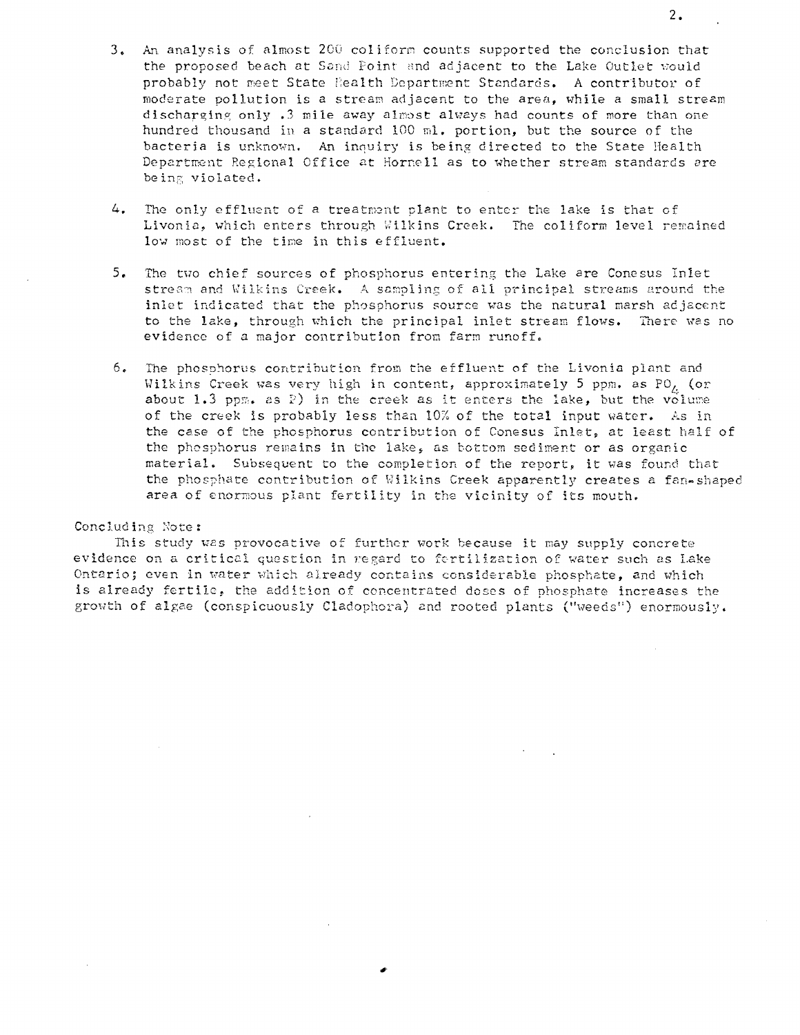3. An analysis of almost 200 coliform counts supported the conclusion that the proposed beach at Sand Point and adjacent to the Lake Outlet would probably not meet State Health Department Standards. A contributor of moderate pollution is a stream adjacent to the area, while a small stream discharging only .3 mile away almost always had counts of more than one hundred thousand in a standard 100 ml. portion, but the source of the bacteria is unknown. An inquiry is being directed to the State Health Department Regional Office at Hornell as to whether stream standards are being violated.

4. The only effluent of a treatment plant to enter the lake is that of Livonia, which enters through Wilkins Creek. The coliform level remained low most of the time in this effluent.

5. The two chief sources of phosphorus entering the Lake are Conesus Inlet stream and Wilkins Creek. A sampling of all principal streams around the inlet indicated that the phosphorus source was the natural marsh adjacent to the lake, through which the principal inlet stream flows. There was no evidence of a major contribution from farm runoff.

6. The phosphorus contribution from the effluent of the Livonia plant and Wilkins Creek was very high in content, approximately 5 ppm. as $PO_4$ (or about 1.3 ppm. as P) in the creek as it enters the lake, but the volume of the creek is probably less than 10% of the total input water. As in the case of the phosphorus contribution of Conesus Inlet, at least half of the phosphorus remains in the lake, as bottom sediment or as organic material. Subsequent to the completion of the report, it was found that the phosphate contribution of Wilkins Creek apparently creates a fan-shaped area of enormous plant fertility in the vicinity of its mouth.

Concluding Note:

This study was provocative of further work because it may supply concrete evidence on a critical question in regard to fertilization of water such as Lake Ontario; even in water which already contains considerable phosphate, and which is already fertile, the addition of concentrated doses of phosphate increases the growth of algae (conspicuously Cladophora) and rooted plants ("weeds") enormously.